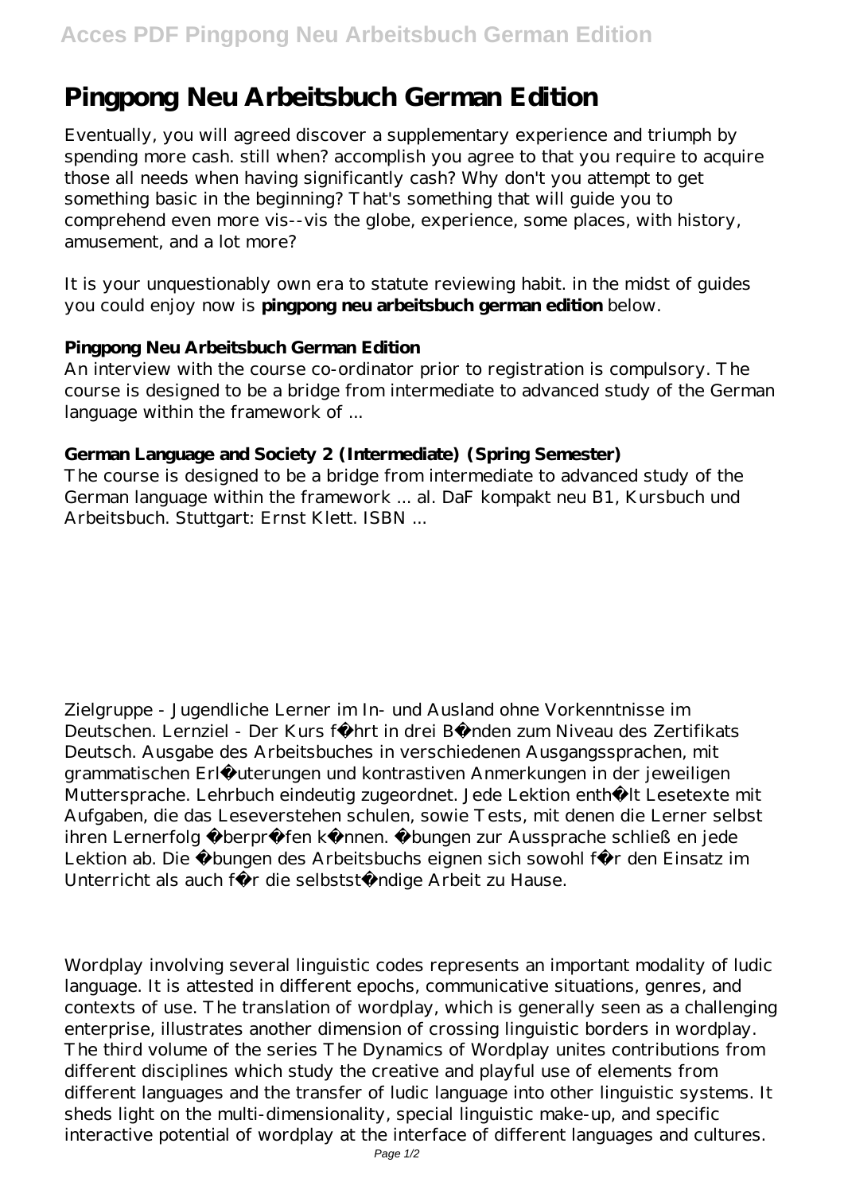# Pingpong Neu Arbeitsbuch German Edition

Eventually, you will agreed discover a supplementary experience and triumph by spending more cash. still when? accomplish you agree to that you require to acquire those all needs when having significantly cash? Why don't you attempt to get something basic in the beginning? That's something that will guide you to comprehend even more vis--vis the globe, experience, some places, with history, amusement, and a lot more?

It is your unquestionably own era to statute reviewing habit. in the midst of guides you could enjoy now is **pingpong neu arbeitsbuch german edition** below.

### Pingpong Neu Arbeitsbuch German Edition

An interview with the course co-ordinator prior to registration is compulsory. The course is designed to be a bridge from intermediate to advanced study of the German language within the framework of ...

### German Language and Society 2 (Intermediate) (Spring Semester)

The course is designed to be a bridge from intermediate to advanced study of the German language within the framework ... al. DaF kompakt neu B1, Kursbuch und Arbeitsbuch. Stuttgart: Ernst Klett. ISBN ...

Zielgruppe - Jugendliche Lerner im In- und Ausland ohne Vorkenntnisse im Deutschen. Lernziel - Der Kurs führt in drei Bänden zum Niveau des Zertifikats Deutsch. Ausgabe des Arbeitsbuches in verschiedenen Ausgangssprachen, mit grammatischen Erläuterungen und kontrastiven Anmerkungen in der jeweiligen Muttersprache. Lehrbuch eindeutig zugeordnet. Jede Lektion enthält Lesetexte mit Aufgaben, die das Leseverstehen schulen, sowie Tests, mit denen die Lerner selbst ihren Lernerfolg überprüfen können. Übungen zur Aussprache schließen jede Lektion ab. Die Übungen des Arbeitsbuchs eignen sich sowohl für den Einsatz im Unterricht als auch für die selbstständige Arbeit zu Hause.

Wordplay involving several linguistic codes represents an important modality of ludic language. It is attested in different epochs, communicative situations, genres, and contexts of use. The translation of wordplay, which is generally seen as a challenging enterprise, illustrates another dimension of crossing linguistic borders in wordplay. The third volume of the series The Dynamics of Wordplay unites contributions from different disciplines which study the creative and playful use of elements from different languages and the transfer of ludic language into other linguistic systems. It sheds light on the multi-dimensionality, special linguistic make-up, and specific interactive potential of wordplay at the interface of different languages and cultures.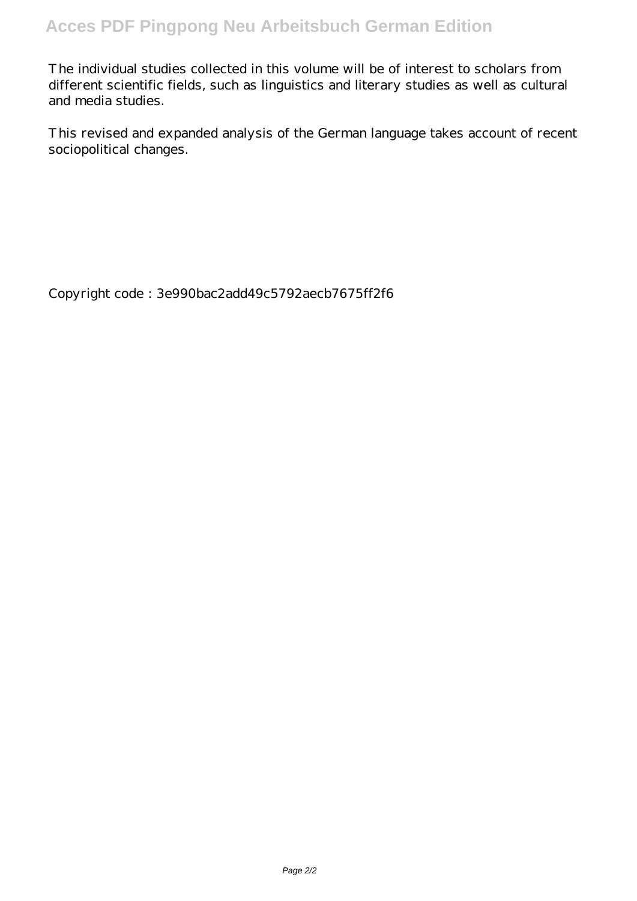The individual studies collected in this volume will be of interest to scholars from different scientific fields, such as linguistics and literary studies as well as cultural and media studies.

This revised and expanded analysis of the German language takes account of recent sociopolitical changes.

Copyright code : 3e990bac2add49c5792aecb7675ff2f6